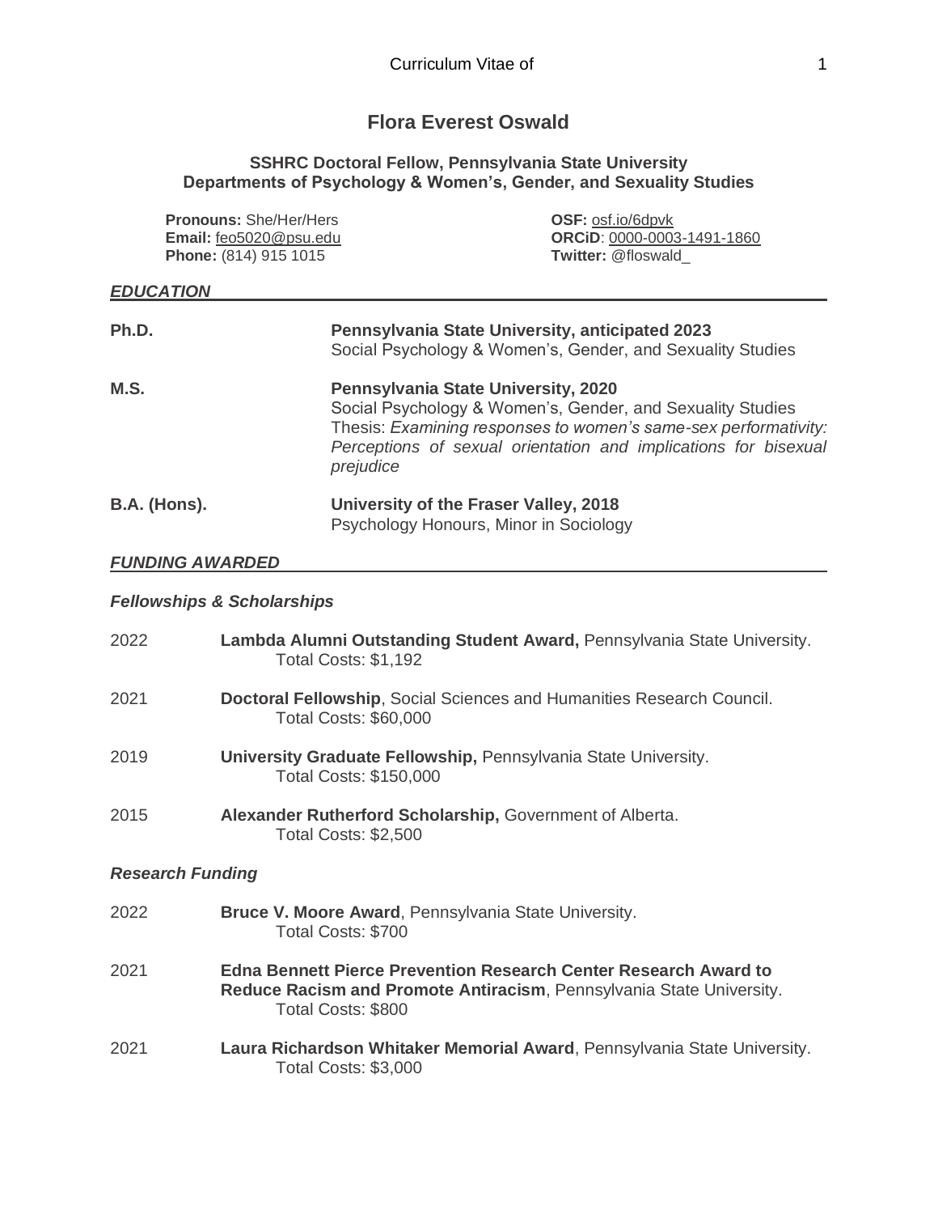# Flora Everest Oswald

**SSHRC Doctoral Fellow, Pennsylvania State University**
**Departments of Psychology & Women's, Gender, and Sexuality Studies**

**Pronouns:** She/Her/Hers
**Email:** feo5020@psu.edu
**Phone:** (814) 915 1015

**OSF:** osf.io/6dpvk
**ORCiD**: 0000-0003-1491-1860
**Twitter:** @floswald_

## *EDUCATION*

**Ph.D.** — **Pennsylvania State University, anticipated 2023**
Social Psychology & Women's, Gender, and Sexuality Studies

**M.S.** — **Pennsylvania State University, 2020**
Social Psychology & Women's, Gender, and Sexuality Studies
Thesis: *Examining responses to women's same-sex performativity: Perceptions of sexual orientation and implications for bisexual prejudice*

**B.A. (Hons).** — **University of the Fraser Valley, 2018**
Psychology Honours, Minor in Sociology

## *FUNDING AWARDED*

### *Fellowships & Scholarships*

2022 — **Lambda Alumni Outstanding Student Award,** Pennsylvania State University.
Total Costs: $1,192

2021 — **Doctoral Fellowship**, Social Sciences and Humanities Research Council.
Total Costs: $60,000

2019 — **University Graduate Fellowship,** Pennsylvania State University.
Total Costs: $150,000

2015 — **Alexander Rutherford Scholarship,** Government of Alberta.
Total Costs: $2,500

### *Research Funding*

2022 — **Bruce V. Moore Award**, Pennsylvania State University.
Total Costs: $700

2021 — **Edna Bennett Pierce Prevention Research Center Research Award to Reduce Racism and Promote Antiracism**, Pennsylvania State University.
Total Costs: $800

2021 — **Laura Richardson Whitaker Memorial Award**, Pennsylvania State University.
Total Costs: $3,000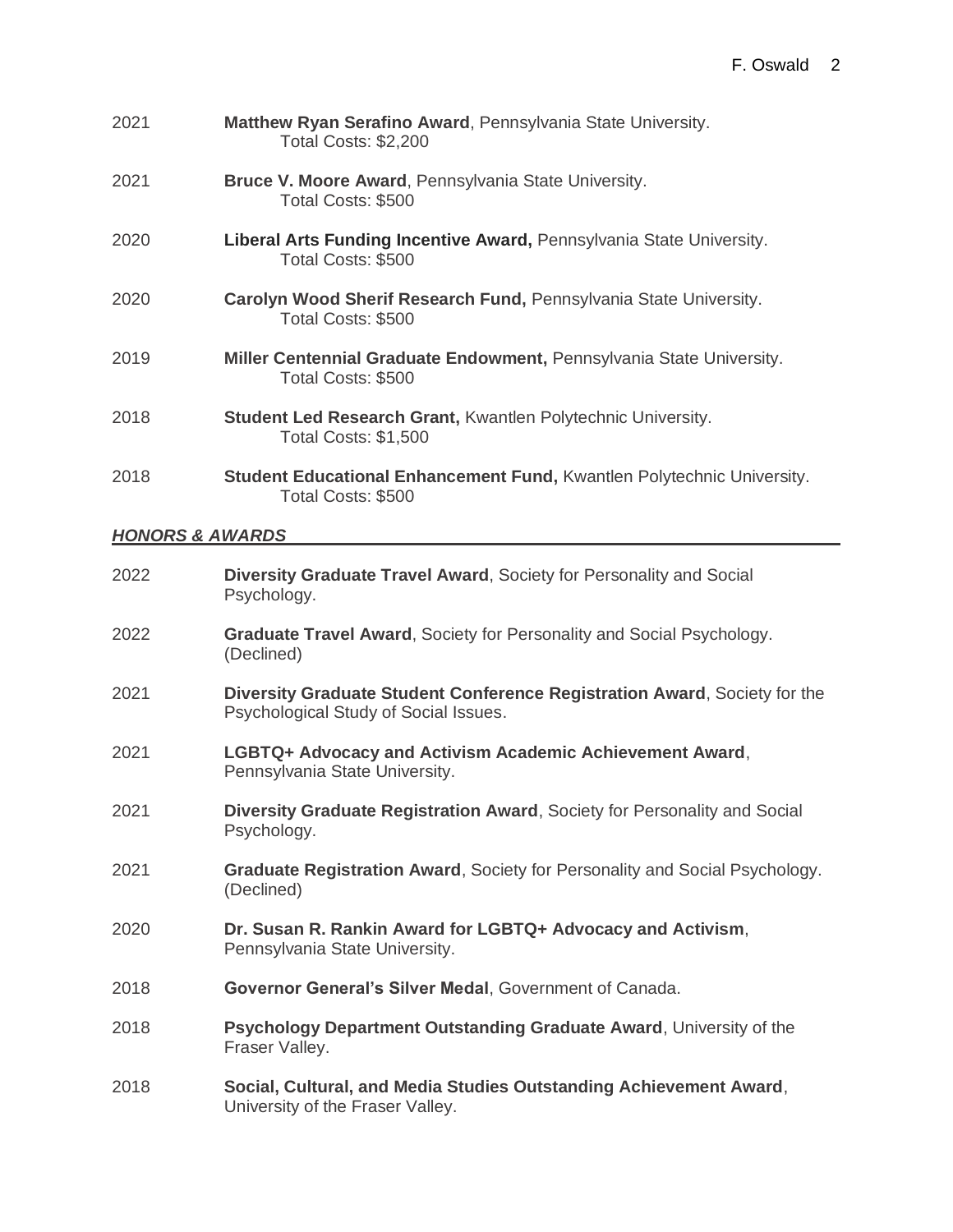2021 **Matthew Ryan Serafino Award**, Pennsylvania State University.
Total Costs: $2,200

2021 **Bruce V. Moore Award**, Pennsylvania State University.
Total Costs: $500

2020 **Liberal Arts Funding Incentive Award,** Pennsylvania State University.
Total Costs: $500

2020 **Carolyn Wood Sherif Research Fund,** Pennsylvania State University.
Total Costs: $500

2019 **Miller Centennial Graduate Endowment,** Pennsylvania State University.
Total Costs: $500

2018 **Student Led Research Grant,** Kwantlen Polytechnic University.
Total Costs: $1,500

2018 **Student Educational Enhancement Fund,** Kwantlen Polytechnic University.
Total Costs: $500

## *HONORS & AWARDS*

2022 **Diversity Graduate Travel Award**, Society for Personality and Social Psychology.

2022 **Graduate Travel Award**, Society for Personality and Social Psychology. (Declined)

2021 **Diversity Graduate Student Conference Registration Award**, Society for the Psychological Study of Social Issues.

2021 **LGBTQ+ Advocacy and Activism Academic Achievement Award**, Pennsylvania State University.

2021 **Diversity Graduate Registration Award**, Society for Personality and Social Psychology.

2021 **Graduate Registration Award**, Society for Personality and Social Psychology. (Declined)

2020 **Dr. Susan R. Rankin Award for LGBTQ+ Advocacy and Activism**, Pennsylvania State University.

2018 **Governor General's Silver Medal**, Government of Canada.

2018 **Psychology Department Outstanding Graduate Award**, University of the Fraser Valley.

2018 **Social, Cultural, and Media Studies Outstanding Achievement Award**, University of the Fraser Valley.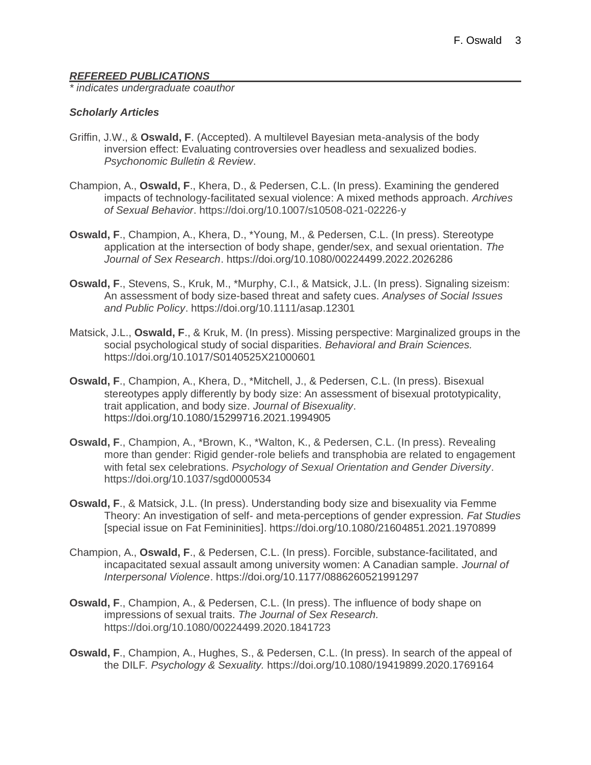## ***REFEREED PUBLICATIONS***

*\* indicates undergraduate coauthor*

### ***Scholarly Articles***

Griffin, J.W., & **Oswald, F**. (Accepted). A multilevel Bayesian meta-analysis of the body inversion effect: Evaluating controversies over headless and sexualized bodies. *Psychonomic Bulletin & Review*.

Champion, A., **Oswald, F**., Khera, D., & Pedersen, C.L. (In press). Examining the gendered impacts of technology-facilitated sexual violence: A mixed methods approach. *Archives of Sexual Behavior*. https://doi.org/10.1007/s10508-021-02226-y

**Oswald, F**., Champion, A., Khera, D., *Young, M., & Pedersen, C.L. (In press). Stereotype application at the intersection of body shape, gender/sex, and sexual orientation. *The Journal of Sex Research*. https://doi.org/10.1080/00224499.2022.2026286

**Oswald, F**., Stevens, S., Kruk, M., *Murphy, C.I., & Matsick, J.L. (In press). Signaling sizeism: An assessment of body size-based threat and safety cues. *Analyses of Social Issues and Public Policy*. https://doi.org/10.1111/asap.12301

Matsick, J.L., **Oswald, F**., & Kruk, M. (In press). Missing perspective: Marginalized groups in the social psychological study of social disparities. *Behavioral and Brain Sciences.* https://doi.org/10.1017/S0140525X21000601

**Oswald, F**., Champion, A., Khera, D., *Mitchell, J., & Pedersen, C.L. (In press). Bisexual stereotypes apply differently by body size: An assessment of bisexual prototypicality, trait application, and body size. *Journal of Bisexuality*. https://doi.org/10.1080/15299716.2021.1994905

**Oswald, F**., Champion, A., *Brown, K., *Walton, K., & Pedersen, C.L. (In press). Revealing more than gender: Rigid gender-role beliefs and transphobia are related to engagement with fetal sex celebrations. *Psychology of Sexual Orientation and Gender Diversity*. https://doi.org/10.1037/sgd0000534

**Oswald, F**., & Matsick, J.L. (In press). Understanding body size and bisexuality via Femme Theory: An investigation of self- and meta-perceptions of gender expression. *Fat Studies* [special issue on Fat Femininities]. https://doi.org/10.1080/21604851.2021.1970899

Champion, A., **Oswald, F**., & Pedersen, C.L. (In press). Forcible, substance-facilitated, and incapacitated sexual assault among university women: A Canadian sample. *Journal of Interpersonal Violence*. https://doi.org/10.1177/0886260521991297

**Oswald, F**., Champion, A., & Pedersen, C.L. (In press). The influence of body shape on impressions of sexual traits. *The Journal of Sex Research.* https://doi.org/10.1080/00224499.2020.1841723

**Oswald, F**., Champion, A., Hughes, S., & Pedersen, C.L. (In press). In search of the appeal of the DILF. *Psychology & Sexuality.* https://doi.org/10.1080/19419899.2020.1769164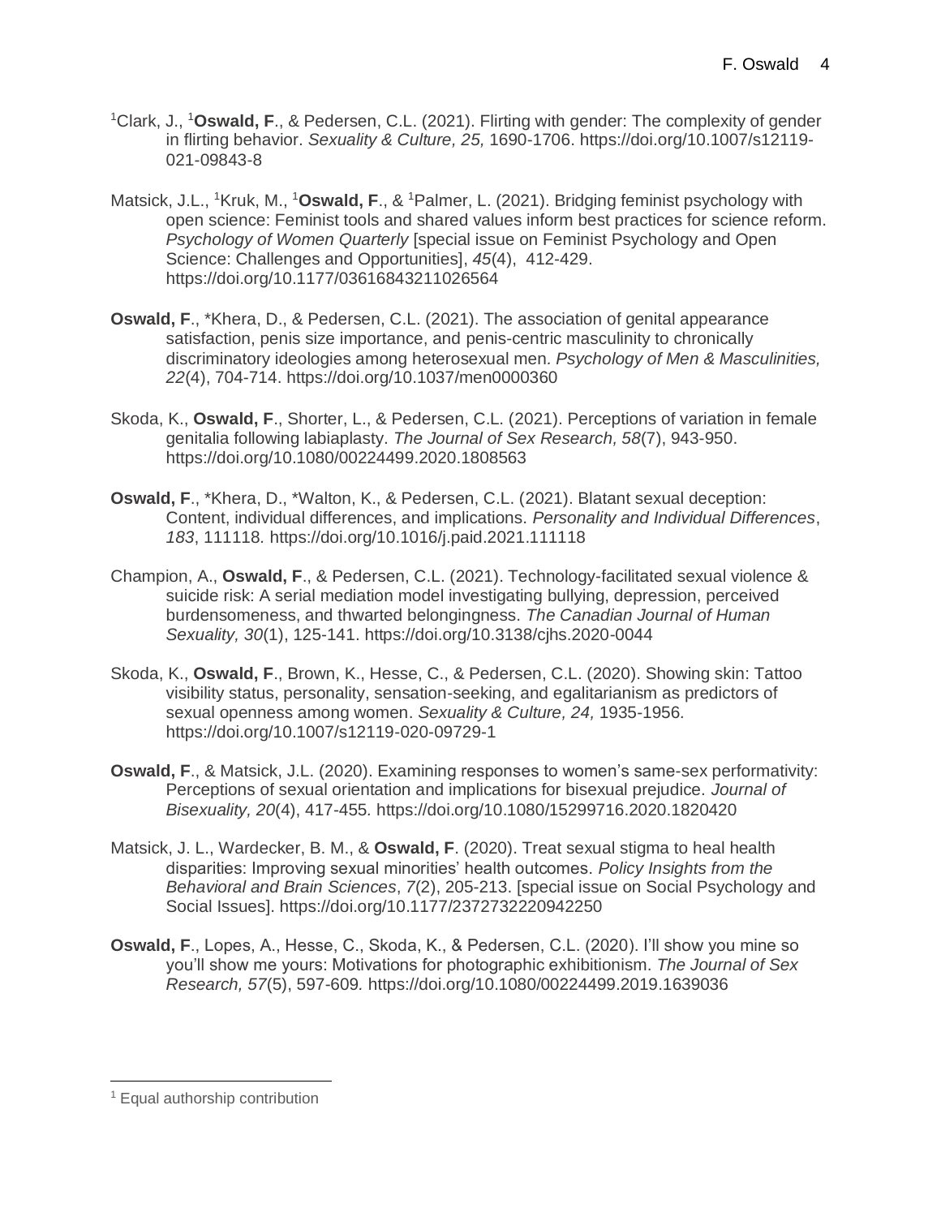[1]Clark, J., [1]**Oswald, F**., & Pedersen, C.L. (2021). Flirting with gender: The complexity of gender in flirting behavior. *Sexuality & Culture, 25,* 1690-1706. https://doi.org/10.1007/s12119-021-09843-8

Matsick, J.L., [1]Kruk, M., [1]**Oswald, F**., & [1]Palmer, L. (2021). Bridging feminist psychology with open science: Feminist tools and shared values inform best practices for science reform. *Psychology of Women Quarterly* [special issue on Feminist Psychology and Open Science: Challenges and Opportunities], *45*(4), 412-429. https://doi.org/10.1177/03616843211026564

**Oswald, F**., *Khera, D., & Pedersen, C.L. (2021). The association of genital appearance satisfaction, penis size importance, and penis-centric masculinity to chronically discriminatory ideologies among heterosexual men. *Psychology of Men & Masculinities, 22*(4), 704-714. https://doi.org/10.1037/men0000360

Skoda, K., **Oswald, F**., Shorter, L., & Pedersen, C.L. (2021). Perceptions of variation in female genitalia following labiaplasty. *The Journal of Sex Research, 58*(7), 943-950. https://doi.org/10.1080/00224499.2020.1808563

**Oswald, F**., *Khera, D., *Walton, K., & Pedersen, C.L. (2021). Blatant sexual deception: Content, individual differences, and implications. *Personality and Individual Differences*, *183*, 111118. https://doi.org/10.1016/j.paid.2021.111118

Champion, A., **Oswald, F**., & Pedersen, C.L. (2021). Technology-facilitated sexual violence & suicide risk: A serial mediation model investigating bullying, depression, perceived burdensomeness, and thwarted belongingness. *The Canadian Journal of Human Sexuality, 30*(1), 125-141. https://doi.org/10.3138/cjhs.2020-0044

Skoda, K., **Oswald, F**., Brown, K., Hesse, C., & Pedersen, C.L. (2020). Showing skin: Tattoo visibility status, personality, sensation-seeking, and egalitarianism as predictors of sexual openness among women. *Sexuality & Culture, 24,* 1935-1956. https://doi.org/10.1007/s12119-020-09729-1

**Oswald, F**., & Matsick, J.L. (2020). Examining responses to women's same-sex performativity: Perceptions of sexual orientation and implications for bisexual prejudice. *Journal of Bisexuality, 20*(4), 417-455. https://doi.org/10.1080/15299716.2020.1820420

Matsick, J. L., Wardecker, B. M., & **Oswald, F**. (2020). Treat sexual stigma to heal health disparities: Improving sexual minorities' health outcomes. *Policy Insights from the Behavioral and Brain Sciences*, *7*(2), 205-213. [special issue on Social Psychology and Social Issues]. https://doi.org/10.1177/2372732220942250

**Oswald, F**., Lopes, A., Hesse, C., Skoda, K., & Pedersen, C.L. (2020). I'll show you mine so you'll show me yours: Motivations for photographic exhibitionism. *The Journal of Sex Research, 57*(5), 597-609. https://doi.org/10.1080/00224499.2019.1639036

[1] Equal authorship contribution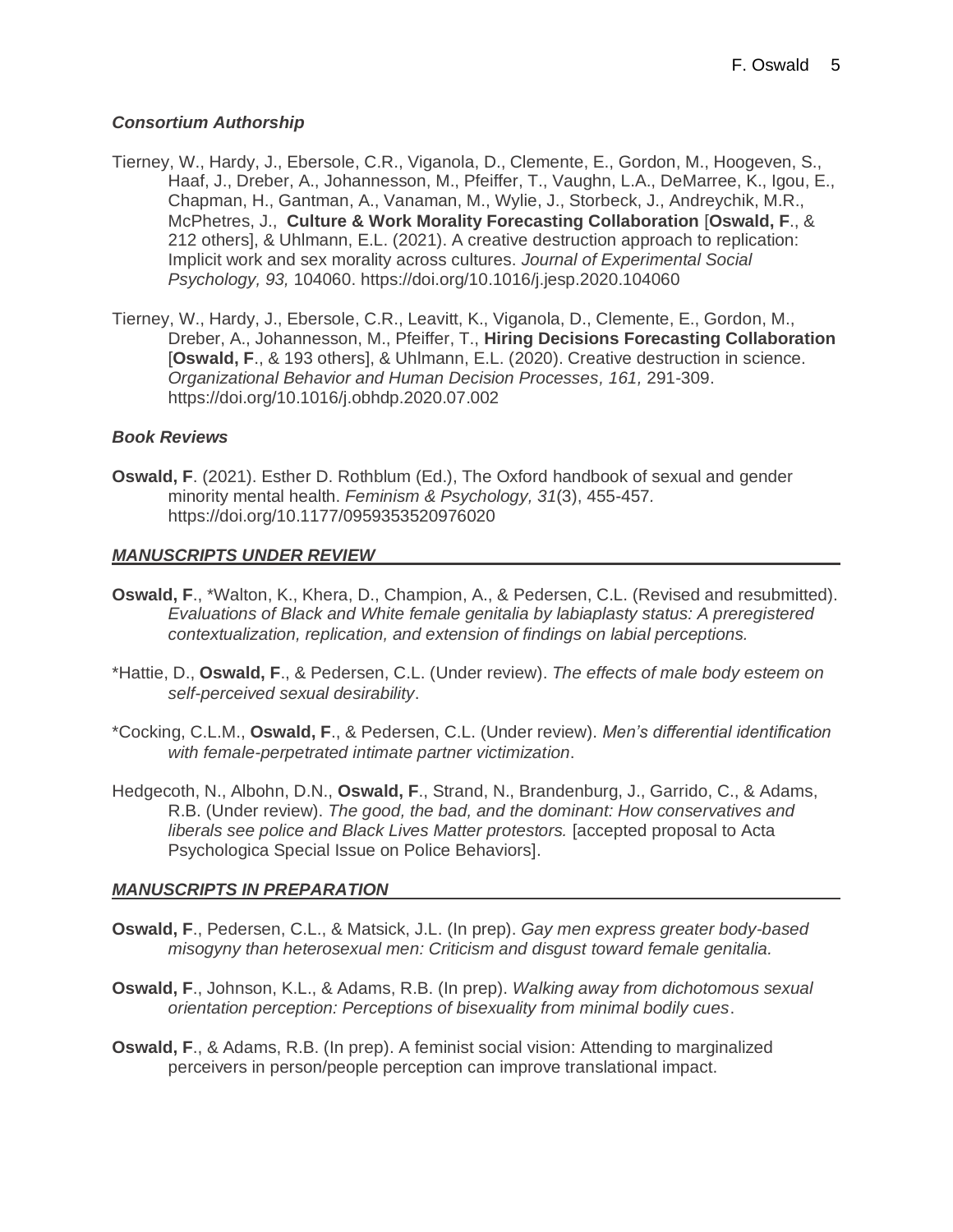### ***Consortium Authorship***

Tierney, W., Hardy, J., Ebersole, C.R., Viganola, D., Clemente, E., Gordon, M., Hoogeven, S., Haaf, J., Dreber, A., Johannesson, M., Pfeiffer, T., Vaughn, L.A., DeMarree, K., Igou, E., Chapman, H., Gantman, A., Vanaman, M., Wylie, J., Storbeck, J., Andreychik, M.R., McPhetres, J., **Culture & Work Morality Forecasting Collaboration** [**Oswald, F**., & 212 others], & Uhlmann, E.L. (2021). A creative destruction approach to replication: Implicit work and sex morality across cultures. *Journal of Experimental Social Psychology, 93,* 104060. https://doi.org/10.1016/j.jesp.2020.104060

Tierney, W., Hardy, J., Ebersole, C.R., Leavitt, K., Viganola, D., Clemente, E., Gordon, M., Dreber, A., Johannesson, M., Pfeiffer, T., **Hiring Decisions Forecasting Collaboration** [**Oswald, F**., & 193 others], & Uhlmann, E.L. (2020). Creative destruction in science. *Organizational Behavior and Human Decision Processes, 161,* 291-309. https://doi.org/10.1016/j.obhdp.2020.07.002

### ***Book Reviews***

**Oswald, F**. (2021). Esther D. Rothblum (Ed.), The Oxford handbook of sexual and gender minority mental health. *Feminism & Psychology, 31*(3), 455-457. https://doi.org/10.1177/0959353520976020

## ***MANUSCRIPTS UNDER REVIEW***

**Oswald, F**., *Walton, K., Khera, D., Champion, A., & Pedersen, C.L. (Revised and resubmitted). *Evaluations of Black and White female genitalia by labiaplasty status: A preregistered contextualization, replication, and extension of findings on labial perceptions.*

*Hattie, D., **Oswald, F**., & Pedersen, C.L. (Under review). *The effects of male body esteem on self-perceived sexual desirability*.

*Cocking, C.L.M., **Oswald, F**., & Pedersen, C.L. (Under review). *Men's differential identification with female-perpetrated intimate partner victimization*.

Hedgecoth, N., Albohn, D.N., **Oswald, F**., Strand, N., Brandenburg, J., Garrido, C., & Adams, R.B. (Under review). *The good, the bad, and the dominant: How conservatives and liberals see police and Black Lives Matter protestors.* [accepted proposal to Acta Psychologica Special Issue on Police Behaviors].

## ***MANUSCRIPTS IN PREPARATION***

**Oswald, F**., Pedersen, C.L., & Matsick, J.L. (In prep). *Gay men express greater body-based misogyny than heterosexual men: Criticism and disgust toward female genitalia.*

**Oswald, F**., Johnson, K.L., & Adams, R.B. (In prep). *Walking away from dichotomous sexual orientation perception: Perceptions of bisexuality from minimal bodily cues*.

**Oswald, F**., & Adams, R.B. (In prep). A feminist social vision: Attending to marginalized perceivers in person/people perception can improve translational impact.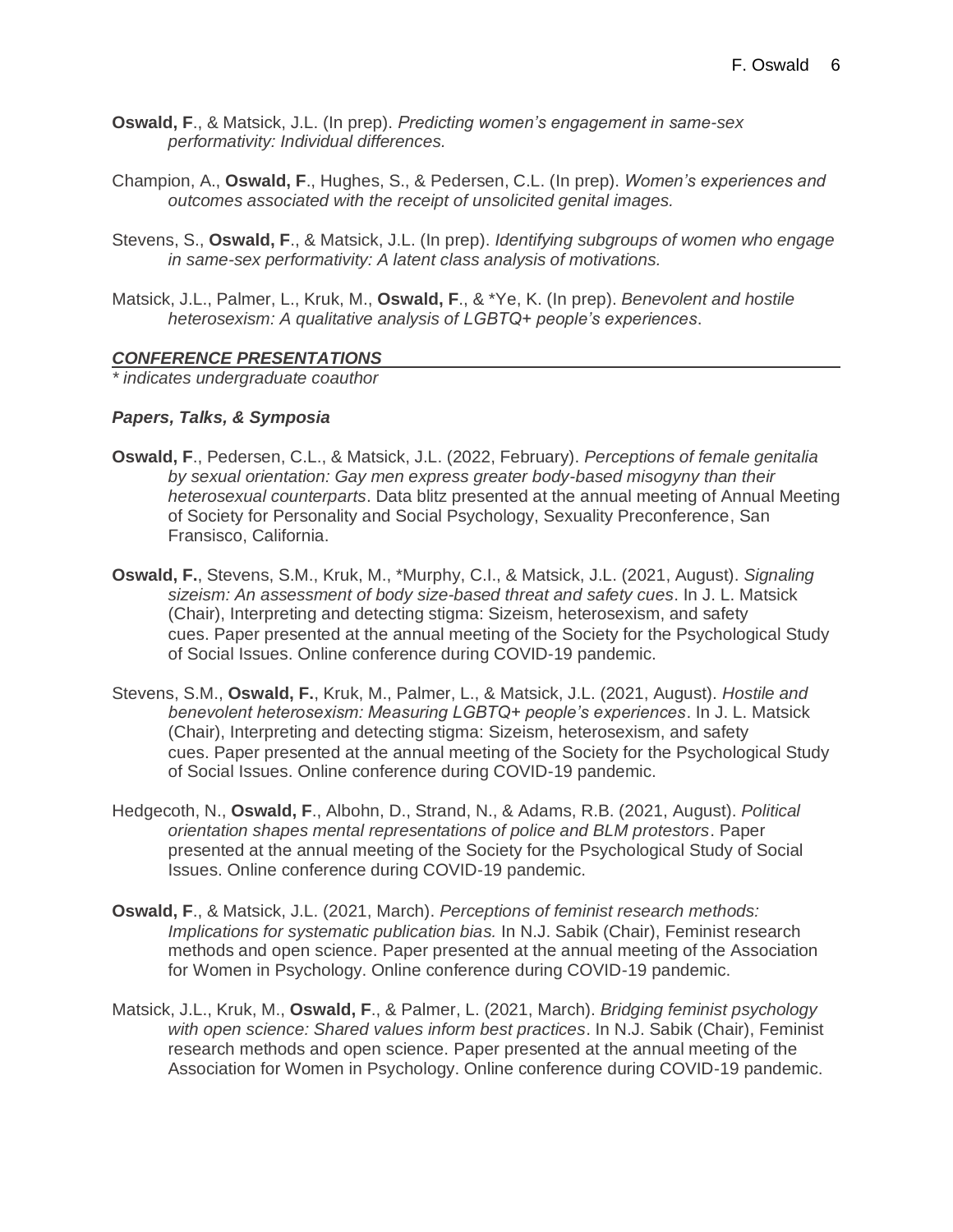**Oswald, F**., & Matsick, J.L. (In prep). *Predicting women's engagement in same-sex performativity: Individual differences.*

Champion, A., **Oswald, F**., Hughes, S., & Pedersen, C.L. (In prep). *Women's experiences and outcomes associated with the receipt of unsolicited genital images.*

Stevens, S., **Oswald, F**., & Matsick, J.L. (In prep). *Identifying subgroups of women who engage in same-sex performativity: A latent class analysis of motivations.*

Matsick, J.L., Palmer, L., Kruk, M., **Oswald, F**., & *Ye, K. (In prep). *Benevolent and hostile heterosexism: A qualitative analysis of LGBTQ+ people's experiences*.

## *CONFERENCE PRESENTATIONS*

*\* indicates undergraduate coauthor*

### *Papers, Talks, & Symposia*

**Oswald, F**., Pedersen, C.L., & Matsick, J.L. (2022, February). *Perceptions of female genitalia by sexual orientation: Gay men express greater body-based misogyny than their heterosexual counterparts*. Data blitz presented at the annual meeting of Annual Meeting of Society for Personality and Social Psychology, Sexuality Preconference, San Fransisco, California.

**Oswald, F.**, Stevens, S.M., Kruk, M., *Murphy, C.I., & Matsick, J.L. (2021, August). *Signaling sizeism: An assessment of body size-based threat and safety cues*. In J. L. Matsick (Chair), Interpreting and detecting stigma: Sizeism, heterosexism, and safety cues. Paper presented at the annual meeting of the Society for the Psychological Study of Social Issues. Online conference during COVID-19 pandemic.

Stevens, S.M., **Oswald, F.**, Kruk, M., Palmer, L., & Matsick, J.L. (2021, August). *Hostile and benevolent heterosexism: Measuring LGBTQ+ people's experiences*. In J. L. Matsick (Chair), Interpreting and detecting stigma: Sizeism, heterosexism, and safety cues. Paper presented at the annual meeting of the Society for the Psychological Study of Social Issues. Online conference during COVID-19 pandemic.

Hedgecoth, N., **Oswald, F**., Albohn, D., Strand, N., & Adams, R.B. (2021, August). *Political orientation shapes mental representations of police and BLM protestors*. Paper presented at the annual meeting of the Society for the Psychological Study of Social Issues. Online conference during COVID-19 pandemic.

**Oswald, F**., & Matsick, J.L. (2021, March). *Perceptions of feminist research methods: Implications for systematic publication bias.* In N.J. Sabik (Chair), Feminist research methods and open science. Paper presented at the annual meeting of the Association for Women in Psychology. Online conference during COVID-19 pandemic.

Matsick, J.L., Kruk, M., **Oswald, F**., & Palmer, L. (2021, March). *Bridging feminist psychology with open science: Shared values inform best practices*. In N.J. Sabik (Chair), Feminist research methods and open science. Paper presented at the annual meeting of the Association for Women in Psychology. Online conference during COVID-19 pandemic.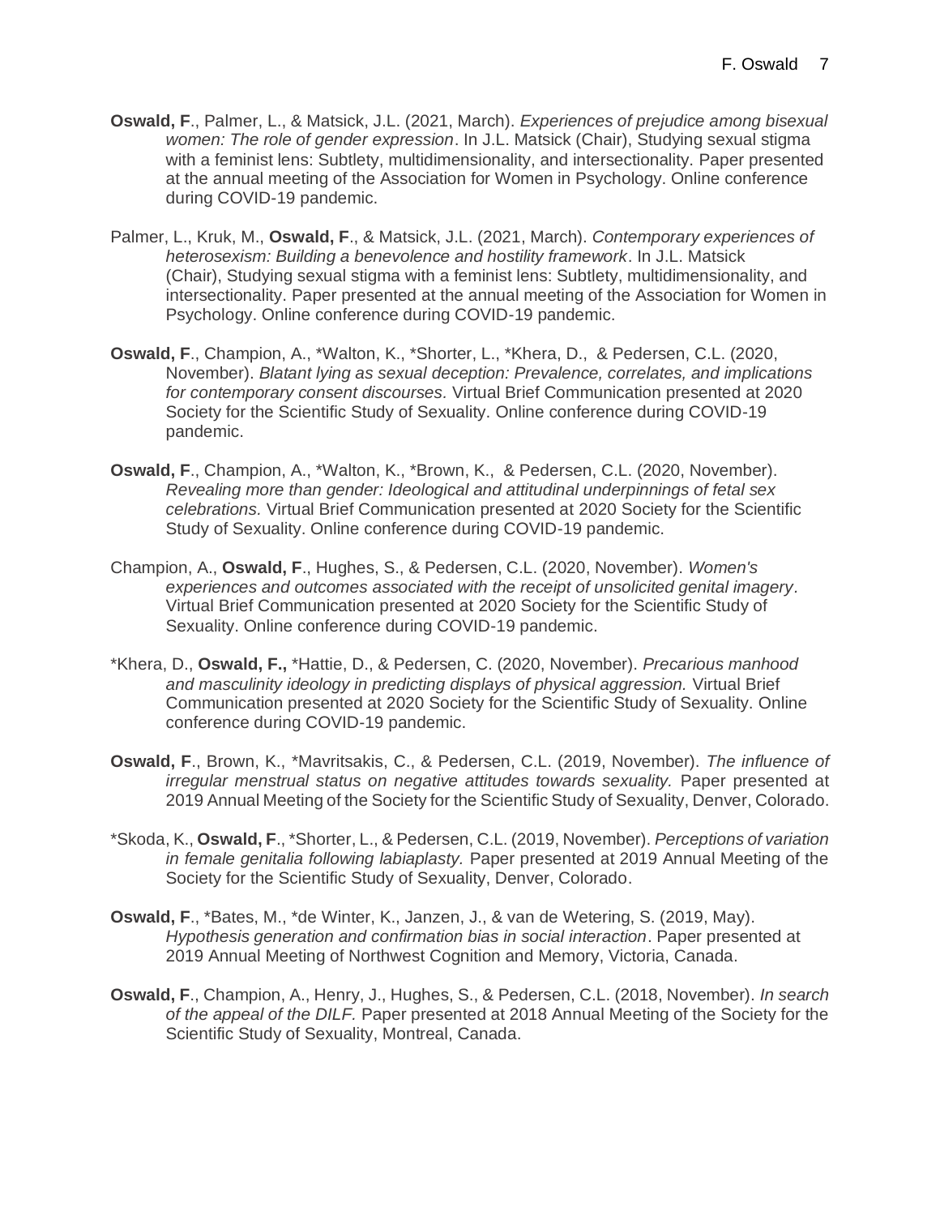**Oswald, F**., Palmer, L., & Matsick, J.L. (2021, March). *Experiences of prejudice among bisexual women: The role of gender expression*. In J.L. Matsick (Chair), Studying sexual stigma with a feminist lens: Subtlety, multidimensionality, and intersectionality. Paper presented at the annual meeting of the Association for Women in Psychology. Online conference during COVID-19 pandemic.

Palmer, L., Kruk, M., **Oswald, F**., & Matsick, J.L. (2021, March). *Contemporary experiences of heterosexism: Building a benevolence and hostility framework*. In J.L. Matsick (Chair), Studying sexual stigma with a feminist lens: Subtlety, multidimensionality, and intersectionality. Paper presented at the annual meeting of the Association for Women in Psychology. Online conference during COVID-19 pandemic.

**Oswald, F**., Champion, A., *Walton, K., *Shorter, L., *Khera, D., & Pedersen, C.L. (2020, November). *Blatant lying as sexual deception: Prevalence, correlates, and implications for contemporary consent discourses.* Virtual Brief Communication presented at 2020 Society for the Scientific Study of Sexuality. Online conference during COVID-19 pandemic.

**Oswald, F**., Champion, A., *Walton, K., *Brown, K., & Pedersen, C.L. (2020, November). *Revealing more than gender: Ideological and attitudinal underpinnings of fetal sex celebrations.* Virtual Brief Communication presented at 2020 Society for the Scientific Study of Sexuality. Online conference during COVID-19 pandemic.

Champion, A., **Oswald, F**., Hughes, S., & Pedersen, C.L. (2020, November). *Women's experiences and outcomes associated with the receipt of unsolicited genital imagery*. Virtual Brief Communication presented at 2020 Society for the Scientific Study of Sexuality. Online conference during COVID-19 pandemic.

*Khera, D., **Oswald, F.,** *Hattie, D., & Pedersen, C. (2020, November). *Precarious manhood and masculinity ideology in predicting displays of physical aggression.* Virtual Brief Communication presented at 2020 Society for the Scientific Study of Sexuality. Online conference during COVID-19 pandemic.

**Oswald, F**., Brown, K., *Mavritsakis, C., & Pedersen, C.L. (2019, November). *The influence of irregular menstrual status on negative attitudes towards sexuality.* Paper presented at 2019 Annual Meeting of the Society for the Scientific Study of Sexuality, Denver, Colorado.

*Skoda, K., **Oswald, F**., *Shorter, L., & Pedersen, C.L. (2019, November). *Perceptions of variation in female genitalia following labiaplasty.* Paper presented at 2019 Annual Meeting of the Society for the Scientific Study of Sexuality, Denver, Colorado.

**Oswald, F**., *Bates, M., *de Winter, K., Janzen, J., & van de Wetering, S. (2019, May). *Hypothesis generation and confirmation bias in social interaction*. Paper presented at 2019 Annual Meeting of Northwest Cognition and Memory, Victoria, Canada.

**Oswald, F**., Champion, A., Henry, J., Hughes, S., & Pedersen, C.L. (2018, November). *In search of the appeal of the DILF.* Paper presented at 2018 Annual Meeting of the Society for the Scientific Study of Sexuality, Montreal, Canada.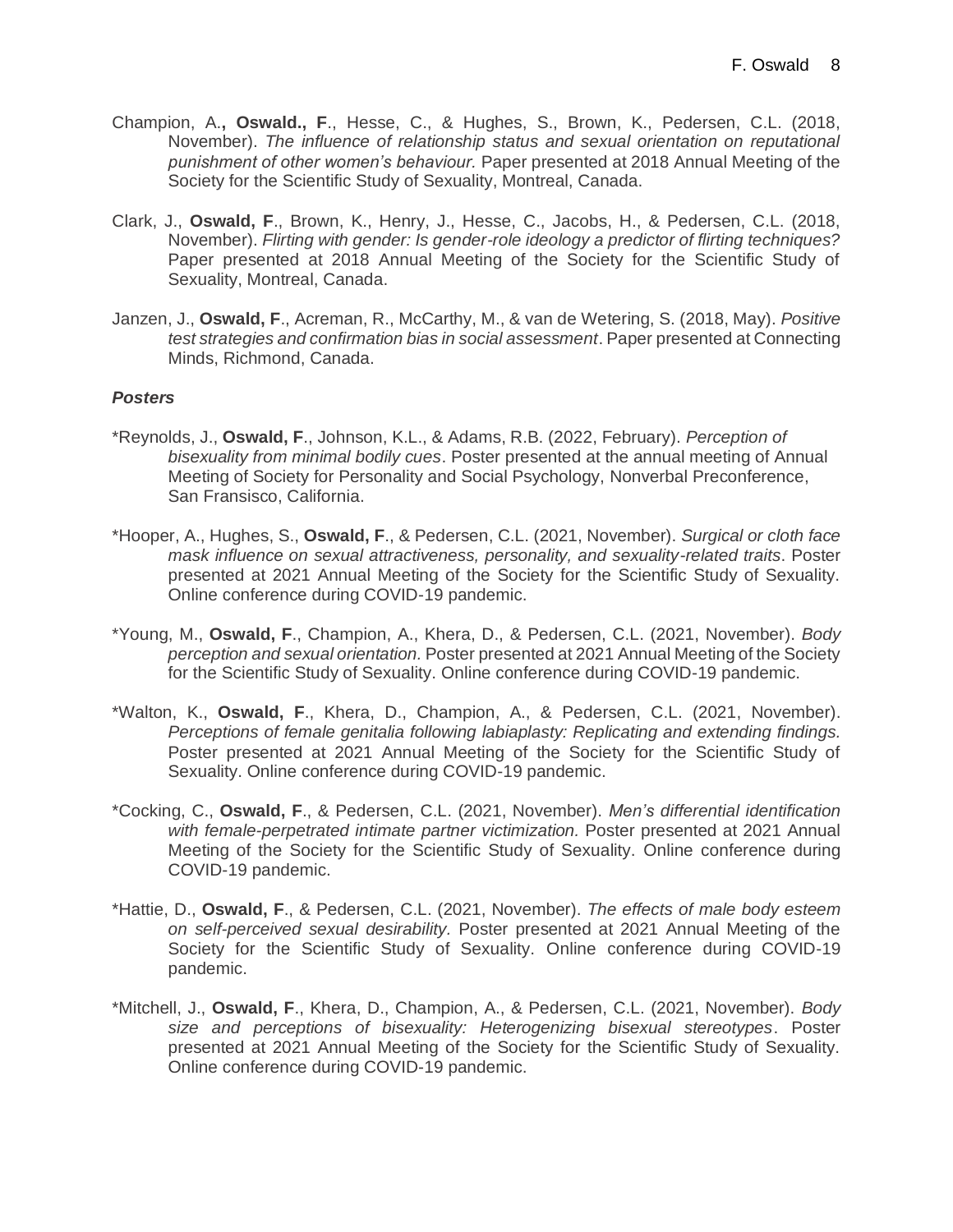Champion, A.**, Oswald., F**., Hesse, C., & Hughes, S., Brown, K., Pedersen, C.L. (2018, November). *The influence of relationship status and sexual orientation on reputational punishment of other women's behaviour.* Paper presented at 2018 Annual Meeting of the Society for the Scientific Study of Sexuality, Montreal, Canada.

Clark, J., **Oswald, F**., Brown, K., Henry, J., Hesse, C., Jacobs, H., & Pedersen, C.L. (2018, November). *Flirting with gender: Is gender-role ideology a predictor of flirting techniques?* Paper presented at 2018 Annual Meeting of the Society for the Scientific Study of Sexuality, Montreal, Canada.

Janzen, J., **Oswald, F**., Acreman, R., McCarthy, M., & van de Wetering, S. (2018, May). *Positive test strategies and confirmation bias in social assessment*. Paper presented at Connecting Minds, Richmond, Canada.

***Posters***

*Reynolds, J., **Oswald, F**., Johnson, K.L., & Adams, R.B. (2022, February). *Perception of bisexuality from minimal bodily cues*. Poster presented at the annual meeting of Annual Meeting of Society for Personality and Social Psychology, Nonverbal Preconference, San Fransisco, California.

*Hooper, A., Hughes, S., **Oswald, F**., & Pedersen, C.L. (2021, November). *Surgical or cloth face mask influence on sexual attractiveness, personality, and sexuality-related traits*. Poster presented at 2021 Annual Meeting of the Society for the Scientific Study of Sexuality. Online conference during COVID-19 pandemic.

*Young, M., **Oswald, F**., Champion, A., Khera, D., & Pedersen, C.L. (2021, November). *Body perception and sexual orientation.* Poster presented at 2021 Annual Meeting of the Society for the Scientific Study of Sexuality. Online conference during COVID-19 pandemic.

*Walton, K., **Oswald, F**., Khera, D., Champion, A., & Pedersen, C.L. (2021, November). *Perceptions of female genitalia following labiaplasty: Replicating and extending findings.* Poster presented at 2021 Annual Meeting of the Society for the Scientific Study of Sexuality. Online conference during COVID-19 pandemic.

*Cocking, C., **Oswald, F**., & Pedersen, C.L. (2021, November). *Men's differential identification with female-perpetrated intimate partner victimization.* Poster presented at 2021 Annual Meeting of the Society for the Scientific Study of Sexuality. Online conference during COVID-19 pandemic.

*Hattie, D., **Oswald, F**., & Pedersen, C.L. (2021, November). *The effects of male body esteem on self-perceived sexual desirability.* Poster presented at 2021 Annual Meeting of the Society for the Scientific Study of Sexuality. Online conference during COVID-19 pandemic.

*Mitchell, J., **Oswald, F**., Khera, D., Champion, A., & Pedersen, C.L. (2021, November). *Body size and perceptions of bisexuality: Heterogenizing bisexual stereotypes*. Poster presented at 2021 Annual Meeting of the Society for the Scientific Study of Sexuality. Online conference during COVID-19 pandemic.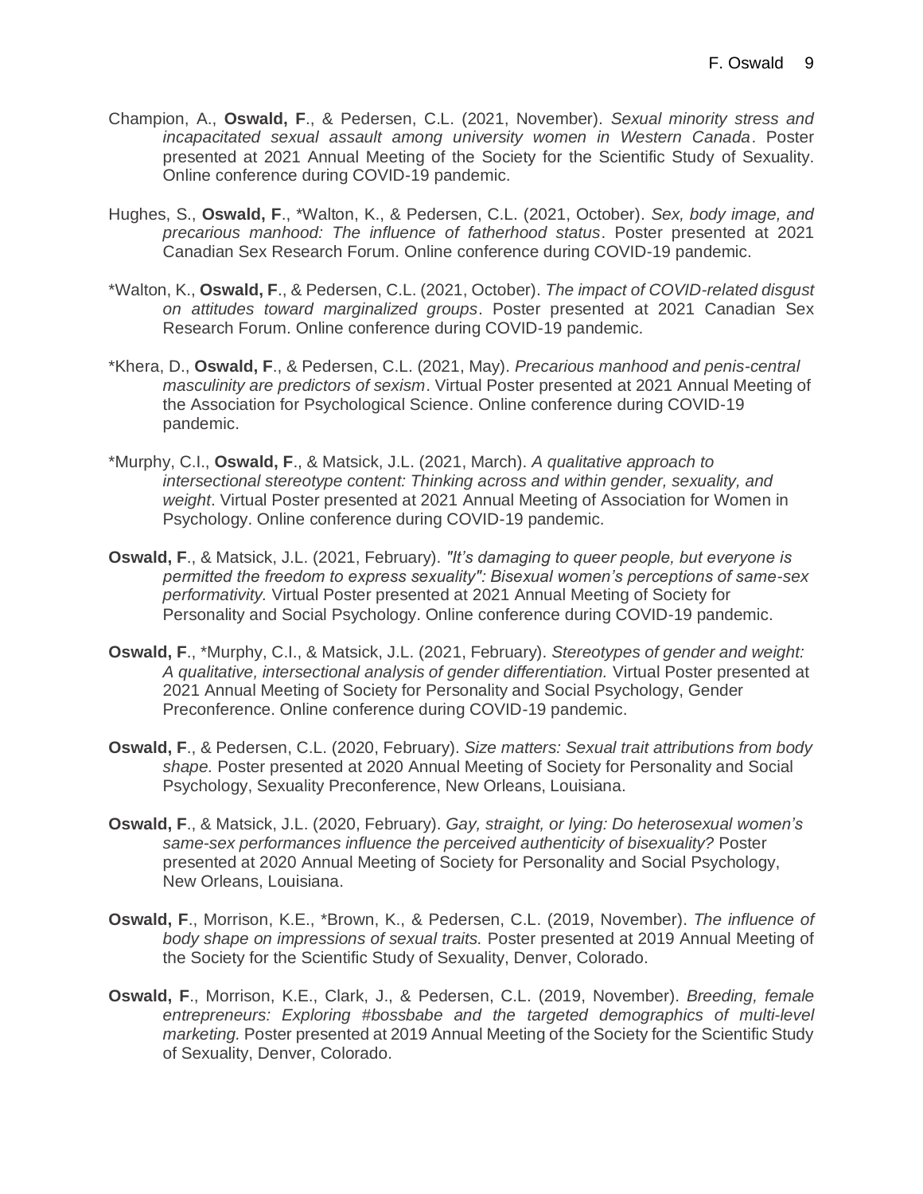Champion, A., **Oswald, F**., & Pedersen, C.L. (2021, November). *Sexual minority stress and incapacitated sexual assault among university women in Western Canada*. Poster presented at 2021 Annual Meeting of the Society for the Scientific Study of Sexuality. Online conference during COVID-19 pandemic.

Hughes, S., **Oswald, F**., *Walton, K., & Pedersen, C.L. (2021, October). *Sex, body image, and precarious manhood: The influence of fatherhood status*. Poster presented at 2021 Canadian Sex Research Forum. Online conference during COVID-19 pandemic.

*Walton, K., **Oswald, F**., & Pedersen, C.L. (2021, October). *The impact of COVID-related disgust on attitudes toward marginalized groups*. Poster presented at 2021 Canadian Sex Research Forum. Online conference during COVID-19 pandemic.

*Khera, D., **Oswald, F**., & Pedersen, C.L. (2021, May). *Precarious manhood and penis-central masculinity are predictors of sexism*. Virtual Poster presented at 2021 Annual Meeting of the Association for Psychological Science. Online conference during COVID-19 pandemic.

*Murphy, C.I., **Oswald, F**., & Matsick, J.L. (2021, March). *A qualitative approach to intersectional stereotype content: Thinking across and within gender, sexuality, and weight*. Virtual Poster presented at 2021 Annual Meeting of Association for Women in Psychology. Online conference during COVID-19 pandemic.

**Oswald, F**., & Matsick, J.L. (2021, February). *"It's damaging to queer people, but everyone is permitted the freedom to express sexuality": Bisexual women's perceptions of same-sex performativity.* Virtual Poster presented at 2021 Annual Meeting of Society for Personality and Social Psychology. Online conference during COVID-19 pandemic.

**Oswald, F**., *Murphy, C.I., & Matsick, J.L. (2021, February). *Stereotypes of gender and weight: A qualitative, intersectional analysis of gender differentiation.* Virtual Poster presented at 2021 Annual Meeting of Society for Personality and Social Psychology, Gender Preconference. Online conference during COVID-19 pandemic.

**Oswald, F**., & Pedersen, C.L. (2020, February). *Size matters: Sexual trait attributions from body shape.* Poster presented at 2020 Annual Meeting of Society for Personality and Social Psychology, Sexuality Preconference, New Orleans, Louisiana.

**Oswald, F**., & Matsick, J.L. (2020, February). *Gay, straight, or lying: Do heterosexual women's same-sex performances influence the perceived authenticity of bisexuality?* Poster presented at 2020 Annual Meeting of Society for Personality and Social Psychology, New Orleans, Louisiana.

**Oswald, F**., Morrison, K.E., *Brown, K., & Pedersen, C.L. (2019, November). *The influence of body shape on impressions of sexual traits.* Poster presented at 2019 Annual Meeting of the Society for the Scientific Study of Sexuality, Denver, Colorado.

**Oswald, F**., Morrison, K.E., Clark, J., & Pedersen, C.L. (2019, November). *Breeding, female entrepreneurs: Exploring #bossbabe and the targeted demographics of multi-level marketing.* Poster presented at 2019 Annual Meeting of the Society for the Scientific Study of Sexuality, Denver, Colorado.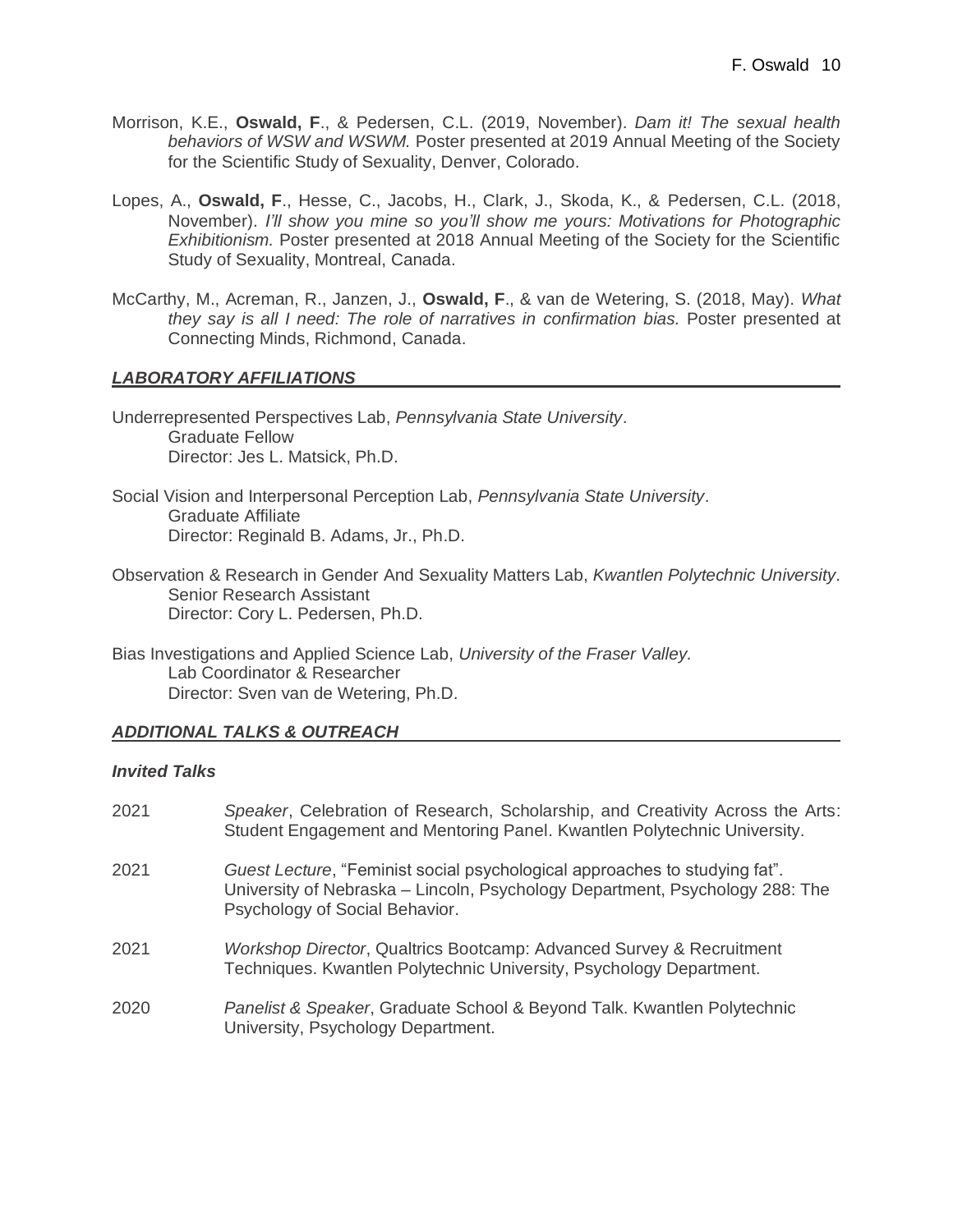Morrison, K.E., **Oswald, F**., & Pedersen, C.L. (2019, November). *Dam it! The sexual health behaviors of WSW and WSWM.* Poster presented at 2019 Annual Meeting of the Society for the Scientific Study of Sexuality, Denver, Colorado.

Lopes, A., **Oswald, F**., Hesse, C., Jacobs, H., Clark, J., Skoda, K., & Pedersen, C.L. (2018, November). *I'll show you mine so you'll show me yours: Motivations for Photographic Exhibitionism.* Poster presented at 2018 Annual Meeting of the Society for the Scientific Study of Sexuality, Montreal, Canada.

McCarthy, M., Acreman, R., Janzen, J., **Oswald, F**., & van de Wetering, S. (2018, May). *What they say is all I need: The role of narratives in confirmation bias.* Poster presented at Connecting Minds, Richmond, Canada.

## *LABORATORY AFFILIATIONS*

Underrepresented Perspectives Lab, *Pennsylvania State University*.
Graduate Fellow
Director: Jes L. Matsick, Ph.D.

Social Vision and Interpersonal Perception Lab, *Pennsylvania State University*.
Graduate Affiliate
Director: Reginald B. Adams, Jr., Ph.D.

Observation & Research in Gender And Sexuality Matters Lab, *Kwantlen Polytechnic University*.
Senior Research Assistant
Director: Cory L. Pedersen, Ph.D.

Bias Investigations and Applied Science Lab, *University of the Fraser Valley.*
Lab Coordinator & Researcher
Director: Sven van de Wetering, Ph.D.

## *ADDITIONAL TALKS & OUTREACH*

### *Invited Talks*

2021 *Speaker*, Celebration of Research, Scholarship, and Creativity Across the Arts: Student Engagement and Mentoring Panel. Kwantlen Polytechnic University.

2021 *Guest Lecture*, "Feminist social psychological approaches to studying fat". University of Nebraska – Lincoln, Psychology Department, Psychology 288: The Psychology of Social Behavior.

2021 *Workshop Director*, Qualtrics Bootcamp: Advanced Survey & Recruitment Techniques. Kwantlen Polytechnic University, Psychology Department.

2020 *Panelist & Speaker*, Graduate School & Beyond Talk. Kwantlen Polytechnic University, Psychology Department.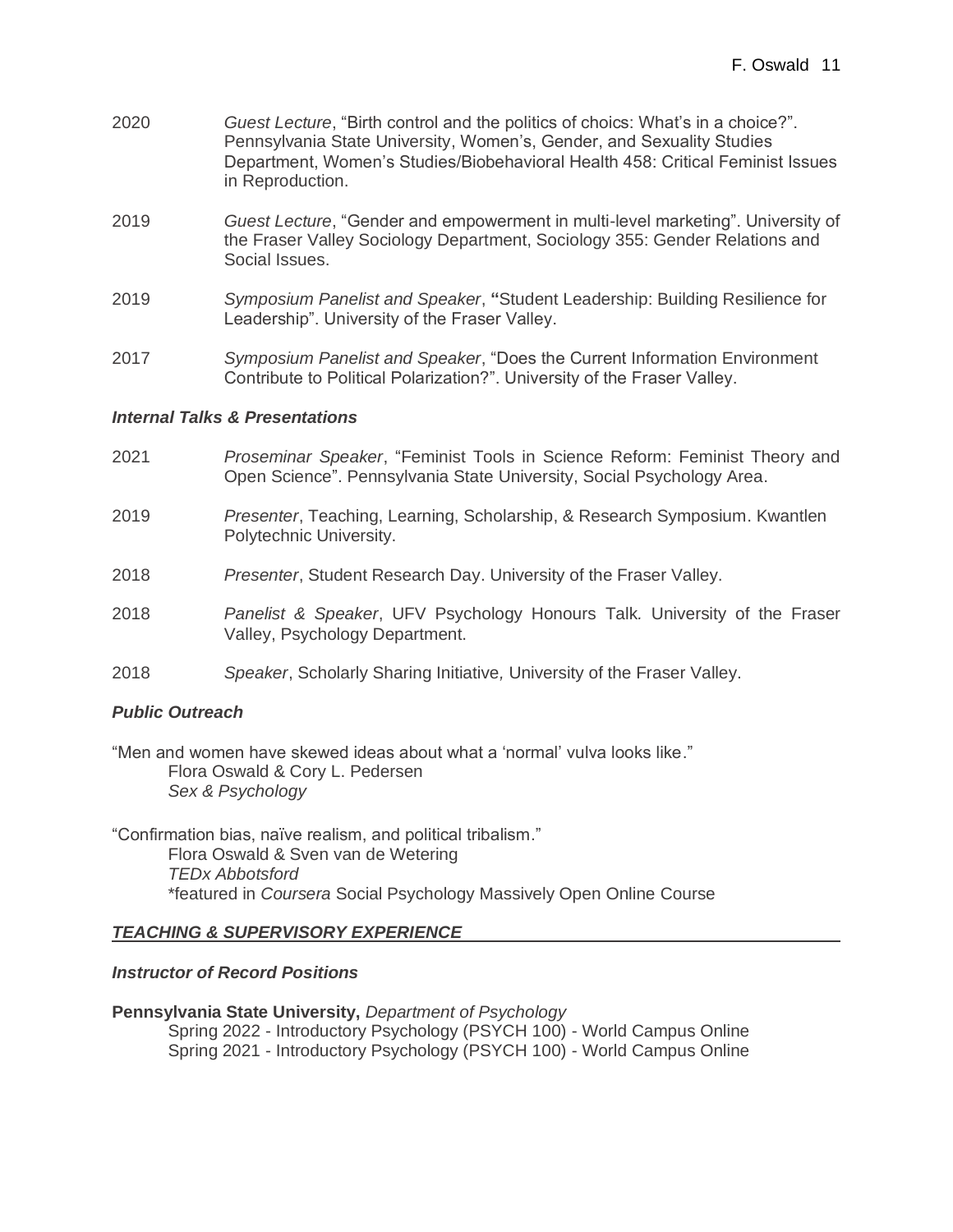2020 *Guest Lecture*, "Birth control and the politics of choics: What's in a choice?". Pennsylvania State University, Women's, Gender, and Sexuality Studies Department, Women's Studies/Biobehavioral Health 458: Critical Feminist Issues in Reproduction.

2019 *Guest Lecture*, "Gender and empowerment in multi-level marketing". University of the Fraser Valley Sociology Department, Sociology 355: Gender Relations and Social Issues.

2019 *Symposium Panelist and Speaker*, **"**Student Leadership: Building Resilience for Leadership". University of the Fraser Valley.

2017 *Symposium Panelist and Speaker*, "Does the Current Information Environment Contribute to Political Polarization?". University of the Fraser Valley.

### *Internal Talks & Presentations*

2021 *Proseminar Speaker*, "Feminist Tools in Science Reform: Feminist Theory and Open Science". Pennsylvania State University, Social Psychology Area.

2019 *Presenter*, Teaching, Learning, Scholarship, & Research Symposium. Kwantlen Polytechnic University.

2018 *Presenter*, Student Research Day. University of the Fraser Valley.

2018 *Panelist & Speaker*, UFV Psychology Honours Talk. University of the Fraser Valley, Psychology Department.

2018 *Speaker*, Scholarly Sharing Initiative, University of the Fraser Valley.

### *Public Outreach*

"Men and women have skewed ideas about what a 'normal' vulva looks like."
Flora Oswald & Cory L. Pedersen
*Sex & Psychology*

"Confirmation bias, naïve realism, and political tribalism."
Flora Oswald & Sven van de Wetering
*TEDx Abbotsford*
*featured in *Coursera* Social Psychology Massively Open Online Course

## *TEACHING & SUPERVISORY EXPERIENCE*

### *Instructor of Record Positions*

**Pennsylvania State University,** *Department of Psychology*
Spring 2022 - Introductory Psychology (PSYCH 100) - World Campus Online
Spring 2021 - Introductory Psychology (PSYCH 100) - World Campus Online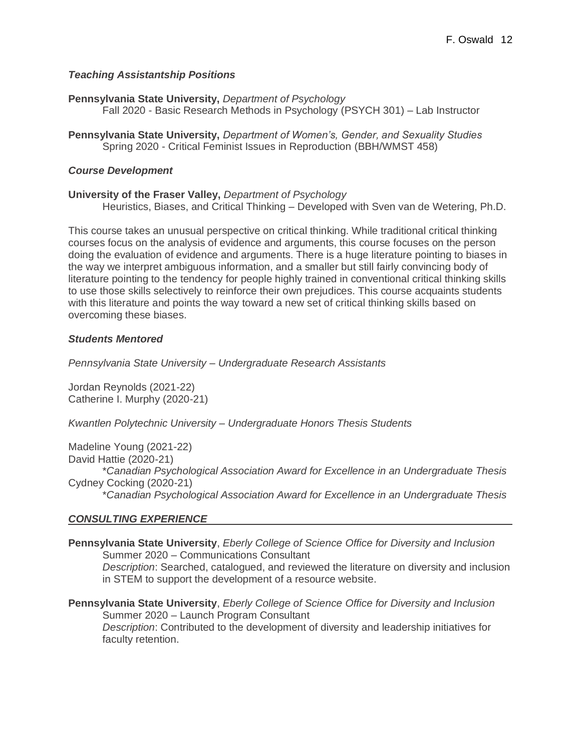### *Teaching Assistantship Positions*

**Pennsylvania State University,** *Department of Psychology*
Fall 2020 - Basic Research Methods in Psychology (PSYCH 301) – Lab Instructor

**Pennsylvania State University,** *Department of Women's, Gender, and Sexuality Studies*
Spring 2020 - Critical Feminist Issues in Reproduction (BBH/WMST 458)

### *Course Development*

**University of the Fraser Valley,** *Department of Psychology*
Heuristics, Biases, and Critical Thinking – Developed with Sven van de Wetering, Ph.D.

This course takes an unusual perspective on critical thinking. While traditional critical thinking courses focus on the analysis of evidence and arguments, this course focuses on the person doing the evaluation of evidence and arguments. There is a huge literature pointing to biases in the way we interpret ambiguous information, and a smaller but still fairly convincing body of literature pointing to the tendency for people highly trained in conventional critical thinking skills to use those skills selectively to reinforce their own prejudices. This course acquaints students with this literature and points the way toward a new set of critical thinking skills based on overcoming these biases.

### *Students Mentored*

*Pennsylvania State University – Undergraduate Research Assistants*

Jordan Reynolds (2021-22)
Catherine I. Murphy (2020-21)

*Kwantlen Polytechnic University – Undergraduate Honors Thesis Students*

Madeline Young (2021-22)
David Hattie (2020-21)
*Canadian Psychological Association Award for Excellence in an Undergraduate Thesis*
Cydney Cocking (2020-21)
*Canadian Psychological Association Award for Excellence in an Undergraduate Thesis*

## *CONSULTING EXPERIENCE*

**Pennsylvania State University**, *Eberly College of Science Office for Diversity and Inclusion*
Summer 2020 – Communications Consultant
*Description*: Searched, catalogued, and reviewed the literature on diversity and inclusion in STEM to support the development of a resource website.

**Pennsylvania State University**, *Eberly College of Science Office for Diversity and Inclusion*
Summer 2020 – Launch Program Consultant
*Description*: Contributed to the development of diversity and leadership initiatives for faculty retention.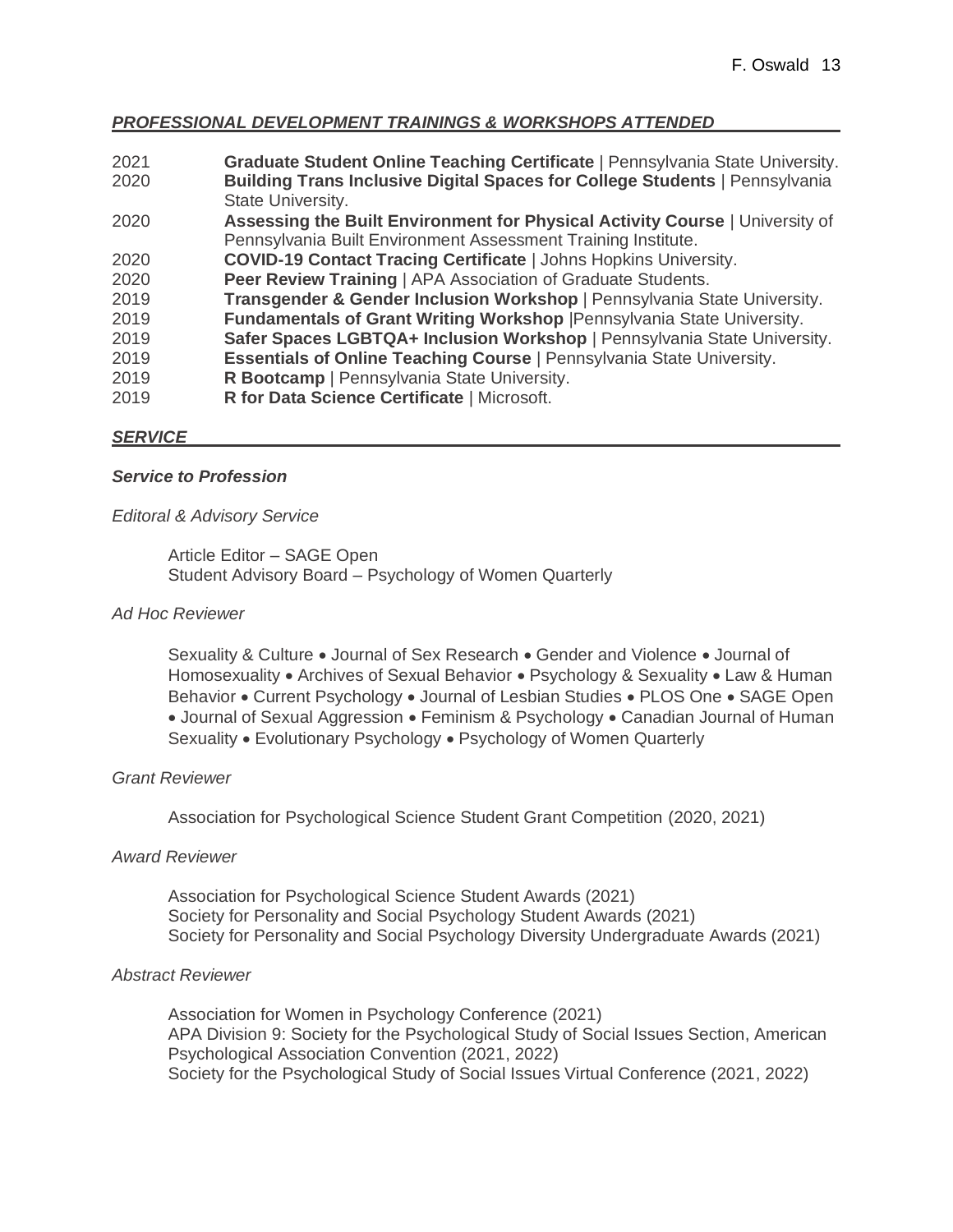## ***PROFESSIONAL DEVELOPMENT TRAININGS & WORKSHOPS ATTENDED***

2021 **Graduate Student Online Teaching Certificate** | Pennsylvania State University.

2020 **Building Trans Inclusive Digital Spaces for College Students** | Pennsylvania State University.

2020 **Assessing the Built Environment for Physical Activity Course** | University of Pennsylvania Built Environment Assessment Training Institute.

2020 **COVID-19 Contact Tracing Certificate** | Johns Hopkins University.

2020 **Peer Review Training** | APA Association of Graduate Students.

2019 **Transgender & Gender Inclusion Workshop** | Pennsylvania State University.

2019 **Fundamentals of Grant Writing Workshop** |Pennsylvania State University.

2019 **Safer Spaces LGBTQA+ Inclusion Workshop** | Pennsylvania State University.

2019 **Essentials of Online Teaching Course** | Pennsylvania State University.

2019 **R Bootcamp** | Pennsylvania State University.

2019 **R for Data Science Certificate** | Microsoft.

## ***SERVICE***

### ***Service to Profession***

*Editoral & Advisory Service*

Article Editor – SAGE Open
Student Advisory Board – Psychology of Women Quarterly

*Ad Hoc Reviewer*

Sexuality & Culture • Journal of Sex Research • Gender and Violence • Journal of Homosexuality • Archives of Sexual Behavior • Psychology & Sexuality • Law & Human Behavior • Current Psychology • Journal of Lesbian Studies • PLOS One • SAGE Open • Journal of Sexual Aggression • Feminism & Psychology • Canadian Journal of Human Sexuality • Evolutionary Psychology • Psychology of Women Quarterly

*Grant Reviewer*

Association for Psychological Science Student Grant Competition (2020, 2021)

*Award Reviewer*

Association for Psychological Science Student Awards (2021)
Society for Personality and Social Psychology Student Awards (2021)
Society for Personality and Social Psychology Diversity Undergraduate Awards (2021)

*Abstract Reviewer*

Association for Women in Psychology Conference (2021)
APA Division 9: Society for the Psychological Study of Social Issues Section, American Psychological Association Convention (2021, 2022)
Society for the Psychological Study of Social Issues Virtual Conference (2021, 2022)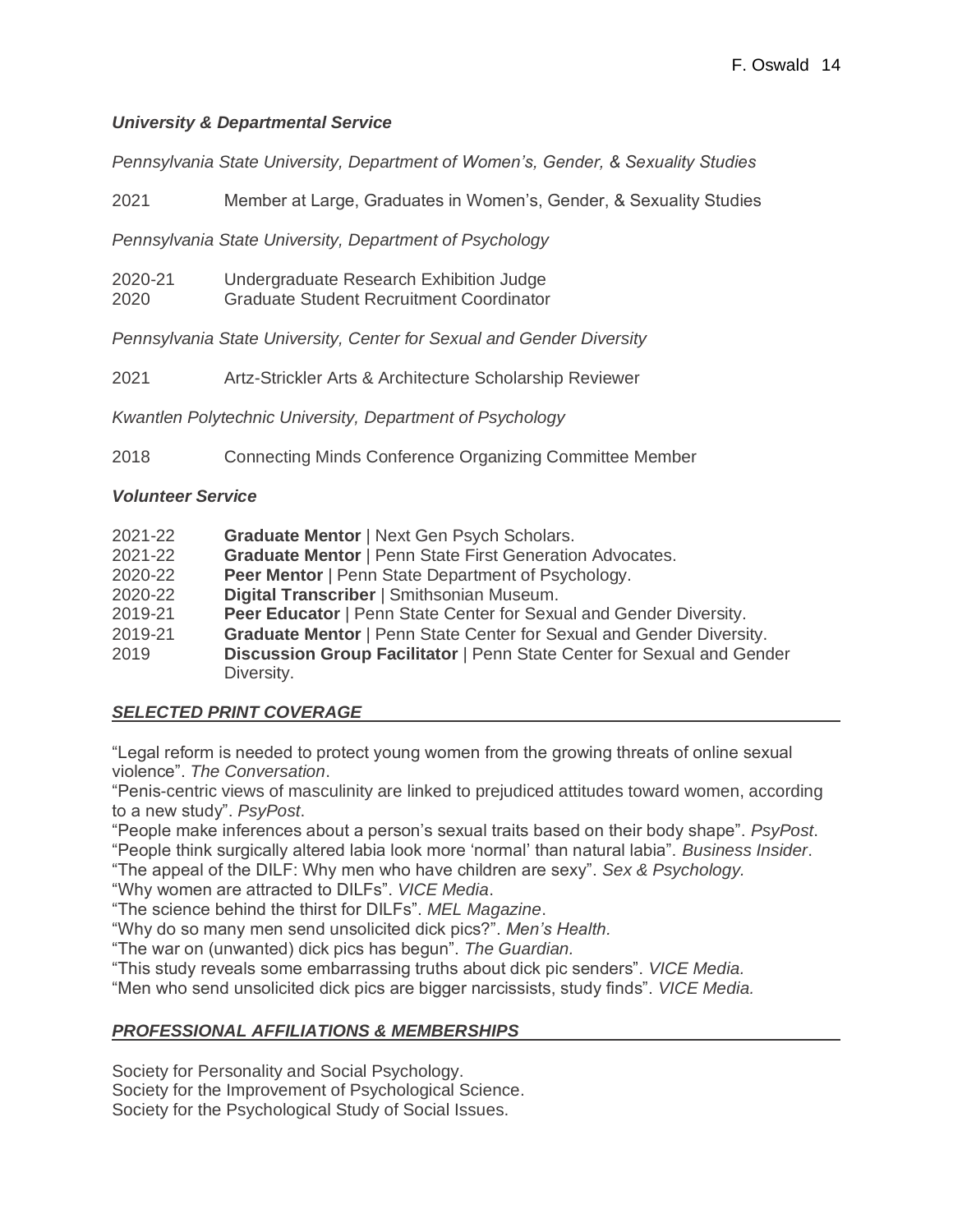### *University & Departmental Service*

*Pennsylvania State University, Department of Women's, Gender, & Sexuality Studies*

2021 Member at Large, Graduates in Women's, Gender, & Sexuality Studies

*Pennsylvania State University, Department of Psychology*

2020-21 Undergraduate Research Exhibition Judge
2020 Graduate Student Recruitment Coordinator

*Pennsylvania State University, Center for Sexual and Gender Diversity*

2021 Artz-Strickler Arts & Architecture Scholarship Reviewer

*Kwantlen Polytechnic University, Department of Psychology*

2018 Connecting Minds Conference Organizing Committee Member

### *Volunteer Service*

2021-22 **Graduate Mentor** | Next Gen Psych Scholars.
2021-22 **Graduate Mentor** | Penn State First Generation Advocates.
2020-22 **Peer Mentor** | Penn State Department of Psychology.
2020-22 **Digital Transcriber** | Smithsonian Museum.
2019-21 **Peer Educator** | Penn State Center for Sexual and Gender Diversity.
2019-21 **Graduate Mentor** | Penn State Center for Sexual and Gender Diversity.
2019 **Discussion Group Facilitator** | Penn State Center for Sexual and Gender Diversity.

## *SELECTED PRINT COVERAGE*

"Legal reform is needed to protect young women from the growing threats of online sexual violence". *The Conversation*.
"Penis-centric views of masculinity are linked to prejudiced attitudes toward women, according to a new study". *PsyPost*.
"People make inferences about a person's sexual traits based on their body shape". *PsyPost*.
"People think surgically altered labia look more 'normal' than natural labia". *Business Insider*.
"The appeal of the DILF: Why men who have children are sexy". *Sex & Psychology*.
"Why women are attracted to DILFs". *VICE Media*.
"The science behind the thirst for DILFs". *MEL Magazine*.
"Why do so many men send unsolicited dick pics?". *Men's Health*.
"The war on (unwanted) dick pics has begun". *The Guardian.*
"This study reveals some embarrassing truths about dick pic senders". *VICE Media.*
"Men who send unsolicited dick pics are bigger narcissists, study finds". *VICE Media.*

## *PROFESSIONAL AFFILIATIONS & MEMBERSHIPS*

Society for Personality and Social Psychology.
Society for the Improvement of Psychological Science.
Society for the Psychological Study of Social Issues.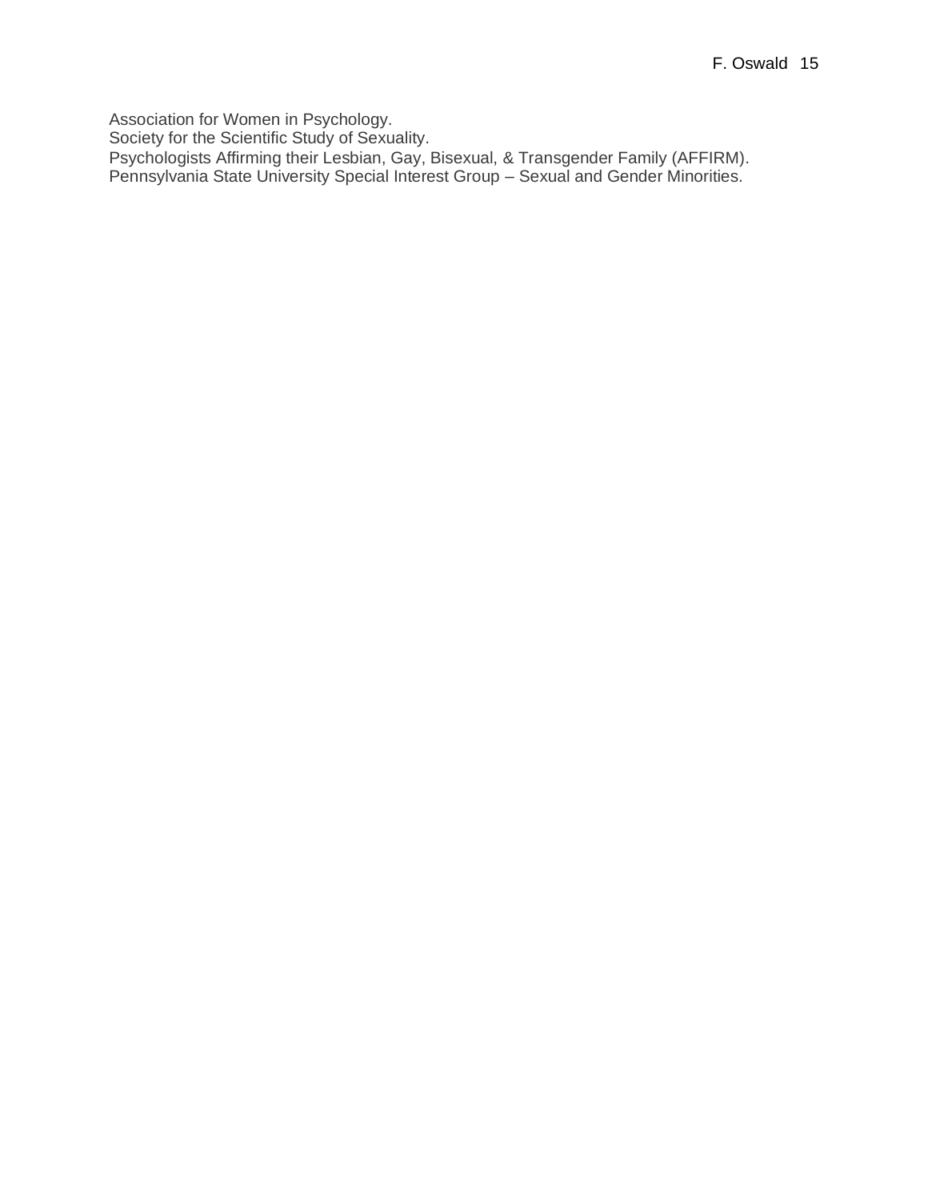Association for Women in Psychology.
Society for the Scientific Study of Sexuality.
Psychologists Affirming their Lesbian, Gay, Bisexual, & Transgender Family (AFFIRM).
Pennsylvania State University Special Interest Group – Sexual and Gender Minorities.